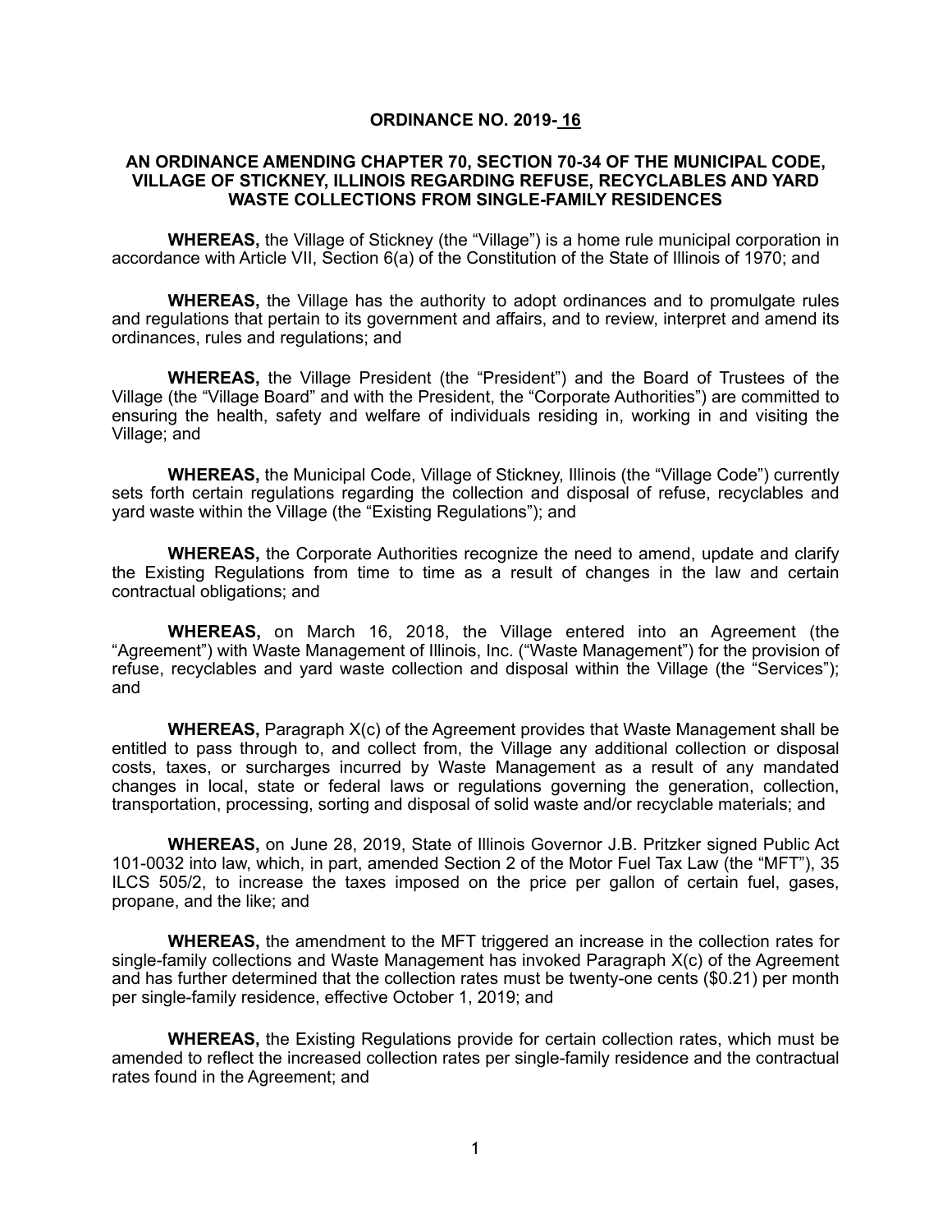# ORDINANCE NO. 2019- 16

## AN ORDINANCE AMENDING CHAPTER 70, SECTION 70-34 OF THE MUNICIPAL CODE, VILLAGE OF STICKNEY, ILLINOIS REGARDING REFUSE, RECYCLABLES AND YARD WASTE COLLECTIONS FROM SINGLE-FAMILY RESIDENCES

**WHEREAS,** the Village of Stickney (the "Village") is a home rule municipal corporation in accordance with Article VII, Section 6(a) of the Constitution of the State of Illinois of 1970; and

**WHEREAS,** the Village has the authority to adopt ordinances and to promulgate rules and regulations that pertain to its government and affairs, and to review, interpret and amend its ordinances, rules and regulations; and

**WHEREAS,** the Village President (the "President") and the Board of Trustees of the Village (the "Village Board" and with the President, the "Corporate Authorities") are committed to ensuring the health, safety and welfare of individuals residing in, working in and visiting the Village; and

**WHEREAS,** the Municipal Code, Village of Stickney, Illinois (the "Village Code") currently sets forth certain regulations regarding the collection and disposal of refuse, recyclables and yard waste within the Village (the "Existing Regulations"); and

**WHEREAS,** the Corporate Authorities recognize the need to amend, update and clarify the Existing Regulations from time to time as a result of changes in the law and certain contractual obligations; and

**WHEREAS,** on March 16, 2018, the Village entered into an Agreement (the "Agreement") with Waste Management of Illinois, Inc. ("Waste Management") for the provision of refuse, recyclables and yard waste collection and disposal within the Village (the "Services"); and

**WHEREAS,** Paragraph X(c) of the Agreement provides that Waste Management shall be entitled to pass through to, and collect from, the Village any additional collection or disposal costs, taxes, or surcharges incurred by Waste Management as a result of any mandated changes in local, state or federal laws or regulations governing the generation, collection, transportation, processing, sorting and disposal of solid waste and/or recyclable materials; and

**WHEREAS,** on June 28, 2019, State of Illinois Governor J.B. Pritzker signed Public Act 101-0032 into law, which, in part, amended Section 2 of the Motor Fuel Tax Law (the "MFT"), 35 ILCS 505/2, to increase the taxes imposed on the price per gallon of certain fuel, gases, propane, and the like; and

**WHEREAS,** the amendment to the MFT triggered an increase in the collection rates for single-family collections and Waste Management has invoked Paragraph X(c) of the Agreement and has further determined that the collection rates must be twenty-one cents ($0.21) per month per single-family residence, effective October 1, 2019; and

**WHEREAS,** the Existing Regulations provide for certain collection rates, which must be amended to reflect the increased collection rates per single-family residence and the contractual rates found in the Agreement; and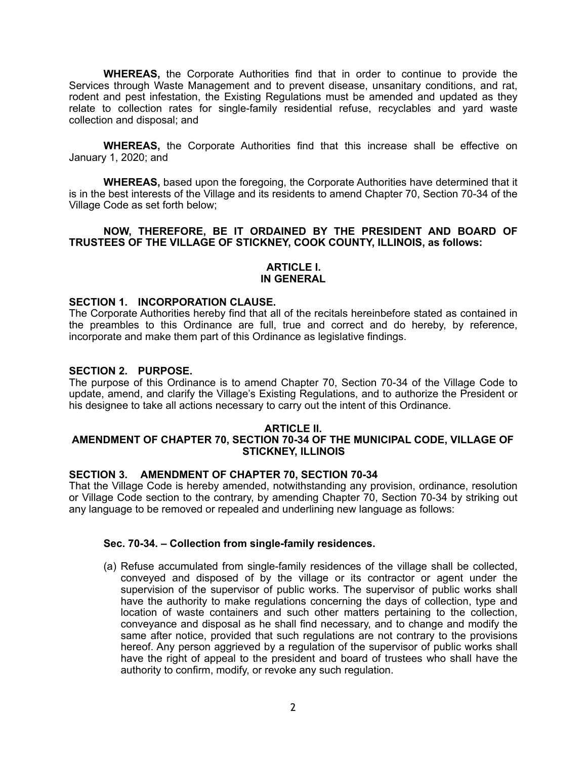**WHEREAS,** the Corporate Authorities find that in order to continue to provide the Services through Waste Management and to prevent disease, unsanitary conditions, and rat, rodent and pest infestation, the Existing Regulations must be amended and updated as they relate to collection rates for single-family residential refuse, recyclables and yard waste collection and disposal; and

**WHEREAS,** the Corporate Authorities find that this increase shall be effective on January 1, 2020; and

**WHEREAS,** based upon the foregoing, the Corporate Authorities have determined that it is in the best interests of the Village and its residents to amend Chapter 70, Section 70-34 of the Village Code as set forth below;

**NOW, THEREFORE, BE IT ORDAINED BY THE PRESIDENT AND BOARD OF TRUSTEES OF THE VILLAGE OF STICKNEY, COOK COUNTY, ILLINOIS, as follows:**

## ARTICLE I.
## IN GENERAL

**SECTION 1. INCORPORATION CLAUSE.**
The Corporate Authorities hereby find that all of the recitals hereinbefore stated as contained in the preambles to this Ordinance are full, true and correct and do hereby, by reference, incorporate and make them part of this Ordinance as legislative findings.

**SECTION 2. PURPOSE.**
The purpose of this Ordinance is to amend Chapter 70, Section 70-34 of the Village Code to update, amend, and clarify the Village's Existing Regulations, and to authorize the President or his designee to take all actions necessary to carry out the intent of this Ordinance.

## ARTICLE II.
## AMENDMENT OF CHAPTER 70, SECTION 70-34 OF THE MUNICIPAL CODE, VILLAGE OF STICKNEY, ILLINOIS

**SECTION 3. AMENDMENT OF CHAPTER 70, SECTION 70-34**
That the Village Code is hereby amended, notwithstanding any provision, ordinance, resolution or Village Code section to the contrary, by amending Chapter 70, Section 70-34 by striking out any language to be removed or repealed and underlining new language as follows:

**Sec. 70-34. – Collection from single-family residences.**

(a) Refuse accumulated from single-family residences of the village shall be collected, conveyed and disposed of by the village or its contractor or agent under the supervision of the supervisor of public works. The supervisor of public works shall have the authority to make regulations concerning the days of collection, type and location of waste containers and such other matters pertaining to the collection, conveyance and disposal as he shall find necessary, and to change and modify the same after notice, provided that such regulations are not contrary to the provisions hereof. Any person aggrieved by a regulation of the supervisor of public works shall have the right of appeal to the president and board of trustees who shall have the authority to confirm, modify, or revoke any such regulation.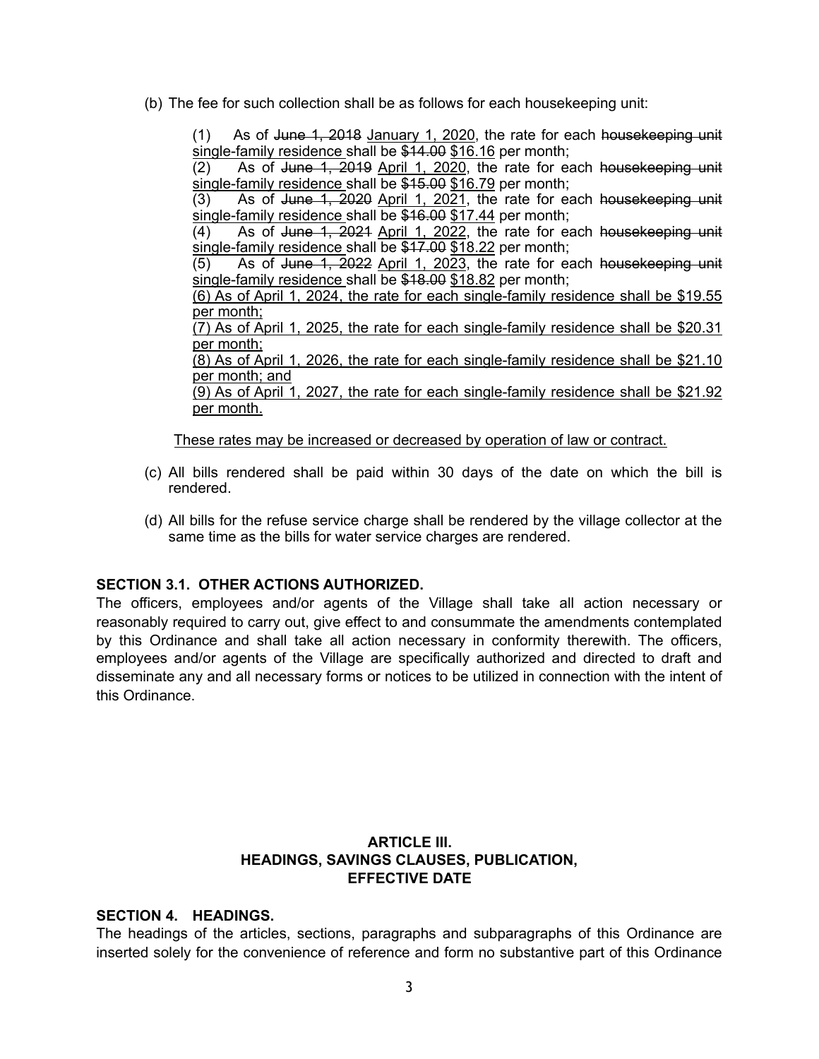(b) The fee for such collection shall be as follows for each housekeeping unit:

> (1) As of ~~June 1, 2018~~ <u>January 1, 2020</u>, the rate for each ~~housekeeping unit~~ <u>single-family residence</u> shall be ~~$14.00~~ <u>$16.16</u> per month;
>
> (2) As of ~~June 1, 2019~~ <u>April 1, 2020</u>, the rate for each ~~housekeeping unit~~ <u>single-family residence</u> shall be ~~$15.00~~ <u>$16.79</u> per month;
>
> (3) As of ~~June 1, 2020~~ <u>April 1, 2021</u>, the rate for each ~~housekeeping unit~~ <u>single-family residence</u> shall be ~~$16.00~~ <u>$17.44</u> per month;
>
> (4) As of ~~June 1, 2021~~ <u>April 1, 2022</u>, the rate for each ~~housekeeping unit~~ <u>single-family residence</u> shall be ~~$17.00~~ <u>$18.22</u> per month;
>
> (5) As of ~~June 1, 2022~~ <u>April 1, 2023</u>, the rate for each ~~housekeeping unit~~ <u>single-family residence</u> shall be ~~$18.00~~ <u>$18.82</u> per month;
>
> <u>(6) As of April 1, 2024, the rate for each single-family residence shall be $19.55 per month;</u>
>
> <u>(7) As of April 1, 2025, the rate for each single-family residence shall be $20.31 per month;</u>
>
> <u>(8) As of April 1, 2026, the rate for each single-family residence shall be $21.10 per month; and</u>
>
> <u>(9) As of April 1, 2027, the rate for each single-family residence shall be $21.92 per month.</u>

<u>These rates may be increased or decreased by operation of law or contract.</u>

(c) All bills rendered shall be paid within 30 days of the date on which the bill is rendered.

(d) All bills for the refuse service charge shall be rendered by the village collector at the same time as the bills for water service charges are rendered.

**SECTION 3.1. OTHER ACTIONS AUTHORIZED.**

The officers, employees and/or agents of the Village shall take all action necessary or reasonably required to carry out, give effect to and consummate the amendments contemplated by this Ordinance and shall take all action necessary in conformity therewith. The officers, employees and/or agents of the Village are specifically authorized and directed to draft and disseminate any and all necessary forms or notices to be utilized in connection with the intent of this Ordinance.

## ARTICLE III.
## HEADINGS, SAVINGS CLAUSES, PUBLICATION, EFFECTIVE DATE

**SECTION 4. HEADINGS.**

The headings of the articles, sections, paragraphs and subparagraphs of this Ordinance are inserted solely for the convenience of reference and form no substantive part of this Ordinance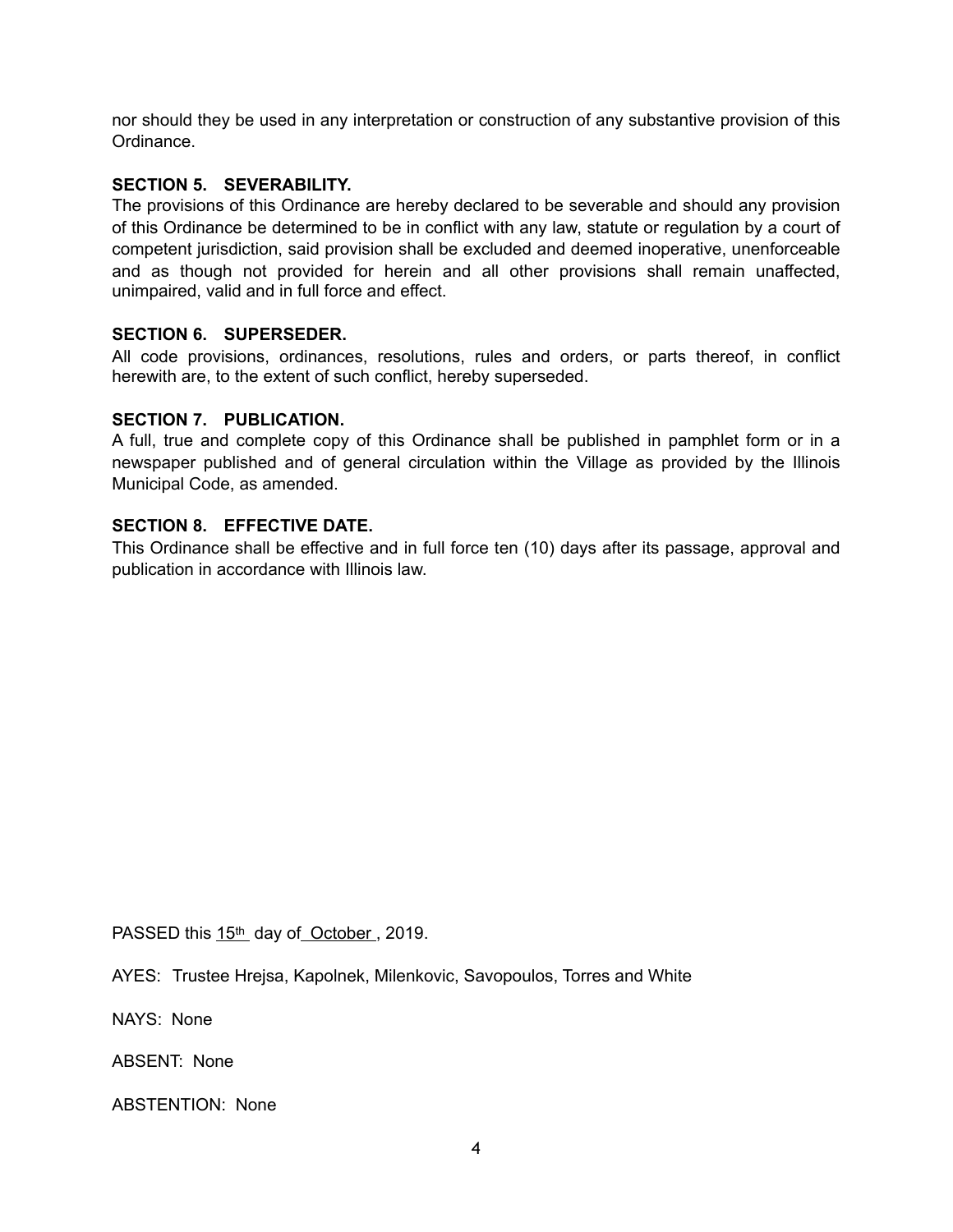nor should they be used in any interpretation or construction of any substantive provision of this Ordinance.

**SECTION 5. SEVERABILITY.**

The provisions of this Ordinance are hereby declared to be severable and should any provision of this Ordinance be determined to be in conflict with any law, statute or regulation by a court of competent jurisdiction, said provision shall be excluded and deemed inoperative, unenforceable and as though not provided for herein and all other provisions shall remain unaffected, unimpaired, valid and in full force and effect.

**SECTION 6. SUPERSEDER.**

All code provisions, ordinances, resolutions, rules and orders, or parts thereof, in conflict herewith are, to the extent of such conflict, hereby superseded.

**SECTION 7. PUBLICATION.**

A full, true and complete copy of this Ordinance shall be published in pamphlet form or in a newspaper published and of general circulation within the Village as provided by the Illinois Municipal Code, as amended.

**SECTION 8. EFFECTIVE DATE.**

This Ordinance shall be effective and in full force ten (10) days after its passage, approval and publication in accordance with Illinois law.

PASSED this 15th day of October, 2019.

AYES: Trustee Hrejsa, Kapolnek, Milenkovic, Savopoulos, Torres and White

NAYS: None

ABSENT: None

ABSTENTION: None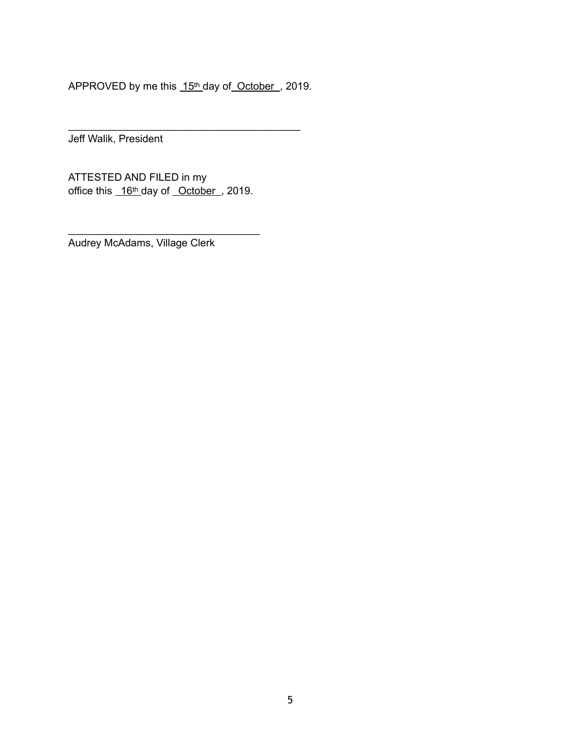APPROVED by me this 15th day of October, 2019.

\_\_\_\_\_\_\_\_\_\_\_\_\_\_\_\_\_\_\_\_\_\_\_\_\_\_\_\_\_\_\_\_\_\_\_\_\_\_\_\_

Jeff Walik, President

ATTESTED AND FILED in my
office this 16th day of October, 2019.

\_\_\_\_\_\_\_\_\_\_\_\_\_\_\_\_\_\_\_\_\_\_\_\_\_\_\_\_\_\_\_\_\_\_

Audrey McAdams, Village Clerk